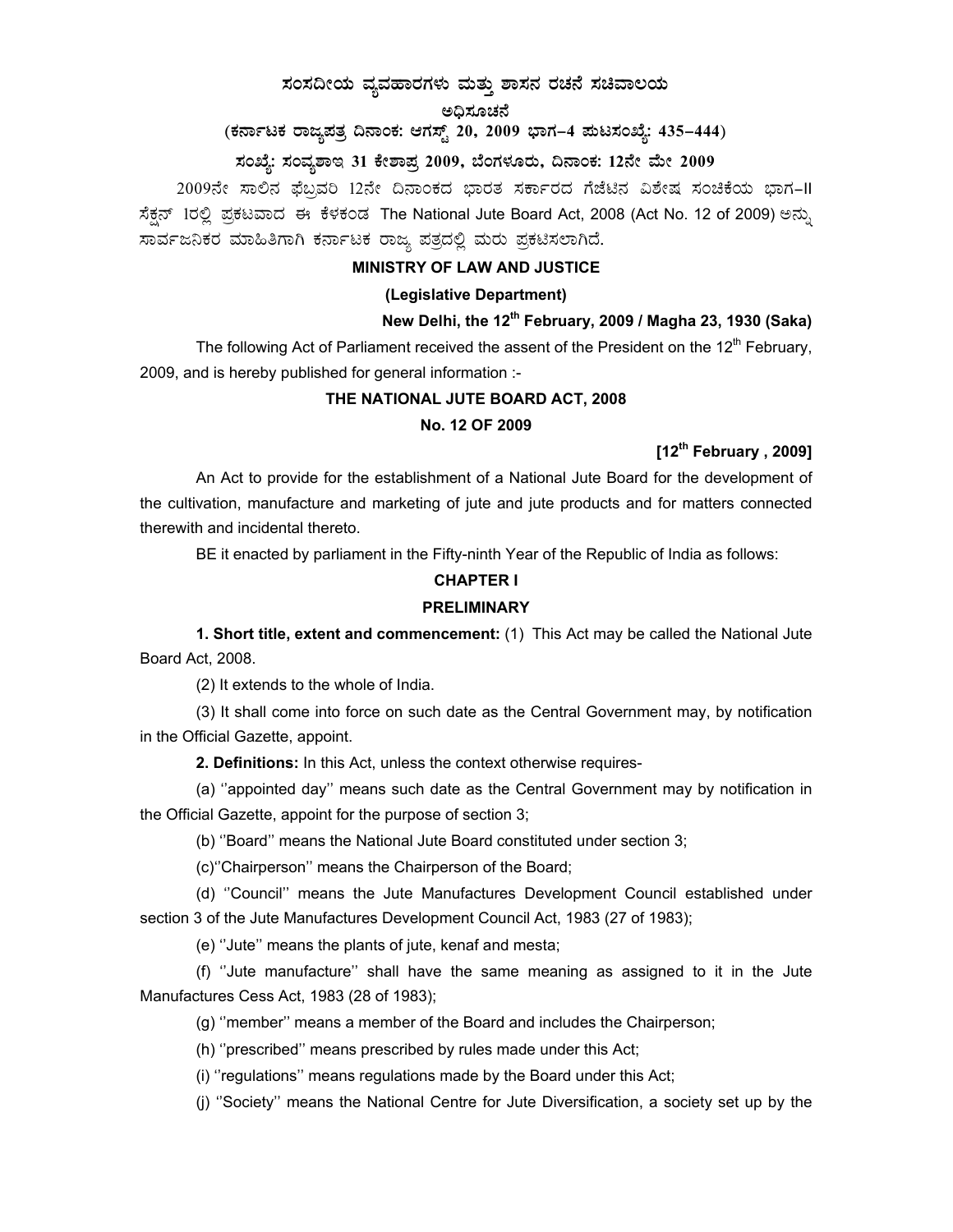# ಸಂಸದೀಯ ವ್ಯವಹಾರಗಳು ಮತ್ತು ಶಾಸನ ರಚನೆ ಸಚಿವಾಲಯ

**ಅಧಿಸೂಚನೆ**

**(ಕರ್ನಾಟಕ ರಾಜ್ಯಪತ್ರ ದಿನಾಂಕ: ಆಗಸ್ಟ್ 20, 2009 ಭಾಗ–4 ಪುಟಸಂಖ್ಯೆ: 435–444)**

**ಸಂಖ್ಯೆ: ಸಂವ್ಯಶಾಇ 31 ಕೇಶಾಪ್ರ 2009, ಬೆಂಗಳೂರು, ದಿನಾಂಕ: 12ನೇ ಮೇ 2009**

2009ನೇ ಸಾಲಿನ ಫೆಬ್ರವರಿ 12ನೇ ದಿನಾಂಕದ ಭಾರತ ಸರ್ಕಾರದ ಗೆಜೆಟಿನ ವಿಶೇಷ ಸಂಚಿಕೆಯ ಭಾಗ-II ಸೆಕ್ಷನ್ 1ರಲ್ಲಿ ಪ್ರಕಟವಾದ ಈ ಕೆಳಕಂಡ The National Jute Board Act, 2008 (Act No. 12 of 2009) ಅನ್ನು ಸಾರ್ವಜನಿಕರ ಮಾಹಿತಿಗಾಗಿ ಕರ್ನಾಟಕ ರಾಜ್ಯ ಪತ್ರದಲ್ಲಿ ಮರು ಪ್ರಕಟಿಸಲಾಗಿದೆ.

**MINISTRY OF LAW AND JUSTICE**

**(Legislative Department)**

**New Delhi, the 12th February, 2009 / Magha 23, 1930 (Saka)**

The following Act of Parliament received the assent of the President on the 12th February, 2009, and is hereby published for general information :-

## THE NATIONAL JUTE BOARD ACT, 2008

**No. 12 OF 2009**

**[12th February , 2009]**

An Act to provide for the establishment of a National Jute Board for the development of the cultivation, manufacture and marketing of jute and jute products and for matters connected therewith and incidental thereto.

BE it enacted by parliament in the Fifty-ninth Year of the Republic of India as follows:

### CHAPTER I

### PRELIMINARY

**1. Short title, extent and commencement:** (1) This Act may be called the National Jute Board Act, 2008.

(2) It extends to the whole of India.

(3) It shall come into force on such date as the Central Government may, by notification in the Official Gazette, appoint.

**2. Definitions:** In this Act, unless the context otherwise requires-

(a) ''appointed day'' means such date as the Central Government may by notification in the Official Gazette, appoint for the purpose of section 3;

(b) ''Board'' means the National Jute Board constituted under section 3;

(c)''Chairperson'' means the Chairperson of the Board;

(d) ''Council'' means the Jute Manufactures Development Council established under section 3 of the Jute Manufactures Development Council Act, 1983 (27 of 1983);

(e) ''Jute'' means the plants of jute, kenaf and mesta;

(f) ''Jute manufacture'' shall have the same meaning as assigned to it in the Jute Manufactures Cess Act, 1983 (28 of 1983);

(g) ''member'' means a member of the Board and includes the Chairperson;

(h) ''prescribed'' means prescribed by rules made under this Act;

(i) ''regulations'' means regulations made by the Board under this Act;

(j) ''Society'' means the National Centre for Jute Diversification, a society set up by the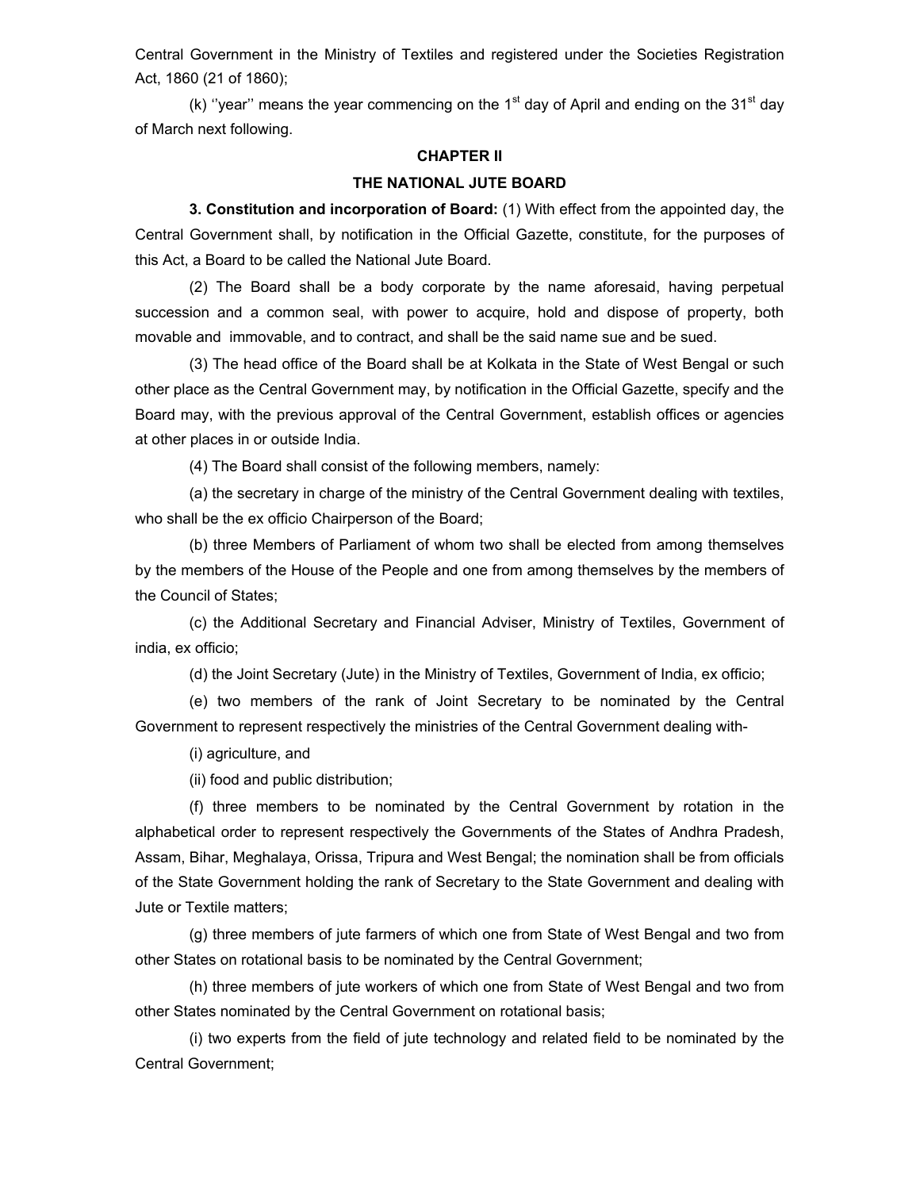Central Government in the Ministry of Textiles and registered under the Societies Registration Act, 1860 (21 of 1860);

(k) ''year'' means the year commencing on the 1st day of April and ending on the 31st day of March next following.

## CHAPTER II

## THE NATIONAL JUTE BOARD

**3. Constitution and incorporation of Board:** (1) With effect from the appointed day, the Central Government shall, by notification in the Official Gazette, constitute, for the purposes of this Act, a Board to be called the National Jute Board.

(2) The Board shall be a body corporate by the name aforesaid, having perpetual succession and a common seal, with power to acquire, hold and dispose of property, both movable and immovable, and to contract, and shall be the said name sue and be sued.

(3) The head office of the Board shall be at Kolkata in the State of West Bengal or such other place as the Central Government may, by notification in the Official Gazette, specify and the Board may, with the previous approval of the Central Government, establish offices or agencies at other places in or outside India.

(4) The Board shall consist of the following members, namely:

(a) the secretary in charge of the ministry of the Central Government dealing with textiles, who shall be the ex officio Chairperson of the Board;

(b) three Members of Parliament of whom two shall be elected from among themselves by the members of the House of the People and one from among themselves by the members of the Council of States;

(c) the Additional Secretary and Financial Adviser, Ministry of Textiles, Government of india, ex officio;

(d) the Joint Secretary (Jute) in the Ministry of Textiles, Government of India, ex officio;

(e) two members of the rank of Joint Secretary to be nominated by the Central Government to represent respectively the ministries of the Central Government dealing with-

(i) agriculture, and

(ii) food and public distribution;

(f) three members to be nominated by the Central Government by rotation in the alphabetical order to represent respectively the Governments of the States of Andhra Pradesh, Assam, Bihar, Meghalaya, Orissa, Tripura and West Bengal; the nomination shall be from officials of the State Government holding the rank of Secretary to the State Government and dealing with Jute or Textile matters;

(g) three members of jute farmers of which one from State of West Bengal and two from other States on rotational basis to be nominated by the Central Government;

(h) three members of jute workers of which one from State of West Bengal and two from other States nominated by the Central Government on rotational basis;

(i) two experts from the field of jute technology and related field to be nominated by the Central Government;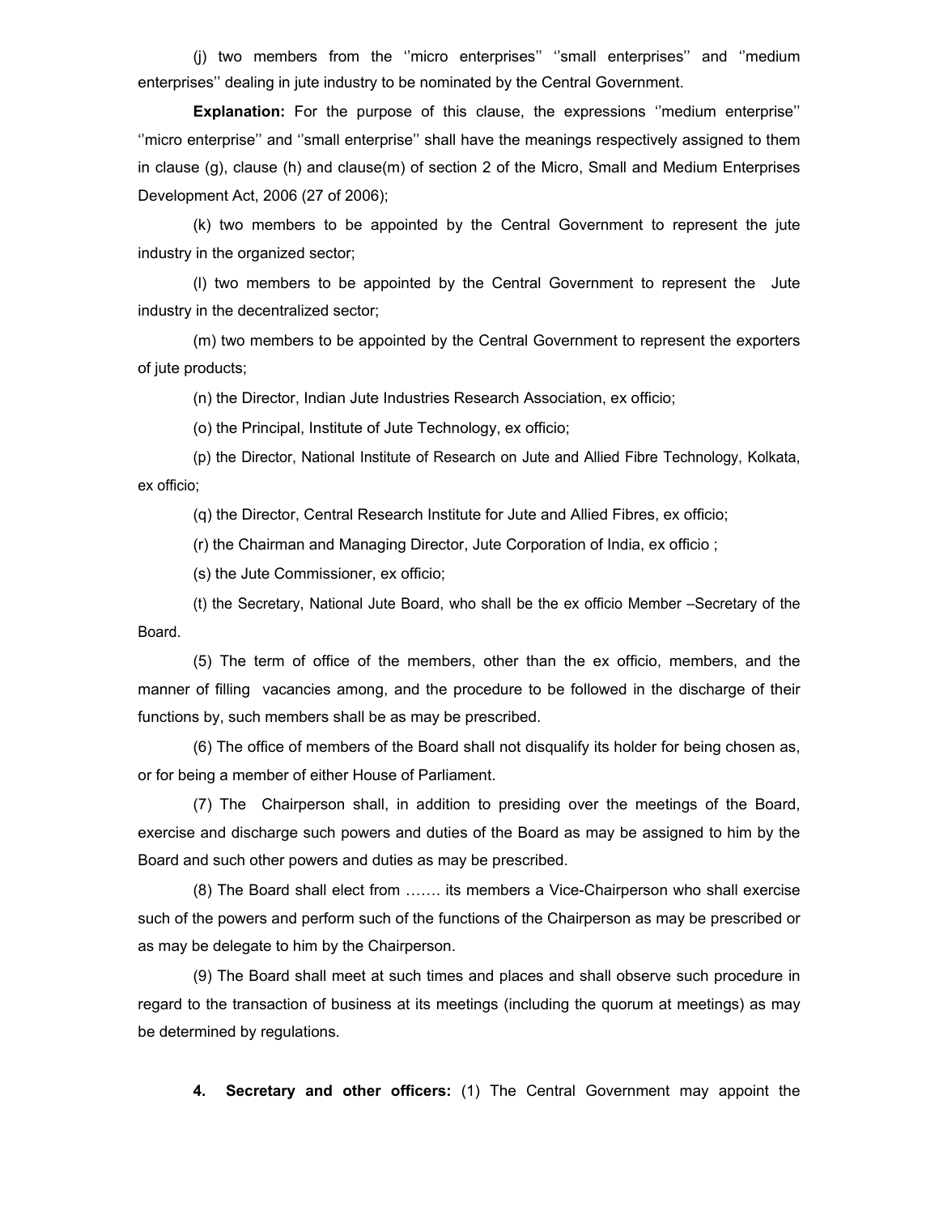(j) two members from the ''micro enterprises'' ''small enterprises'' and ''medium enterprises'' dealing in jute industry to be nominated by the Central Government.

**Explanation:** For the purpose of this clause, the expressions ''medium enterprise'' ''micro enterprise'' and ''small enterprise'' shall have the meanings respectively assigned to them in clause (g), clause (h) and clause(m) of section 2 of the Micro, Small and Medium Enterprises Development Act, 2006 (27 of 2006);

(k) two members to be appointed by the Central Government to represent the jute industry in the organized sector;

(l) two members to be appointed by the Central Government to represent the Jute industry in the decentralized sector;

(m) two members to be appointed by the Central Government to represent the exporters of jute products;

(n) the Director, Indian Jute Industries Research Association, ex officio;

(o) the Principal, Institute of Jute Technology, ex officio;

(p) the Director, National Institute of Research on Jute and Allied Fibre Technology, Kolkata, ex officio;

(q) the Director, Central Research Institute for Jute and Allied Fibres, ex officio;

(r) the Chairman and Managing Director, Jute Corporation of India, ex officio ;

(s) the Jute Commissioner, ex officio;

(t) the Secretary, National Jute Board, who shall be the ex officio Member –Secretary of the Board.

(5) The term of office of the members, other than the ex officio, members, and the manner of filling vacancies among, and the procedure to be followed in the discharge of their functions by, such members shall be as may be prescribed.

(6) The office of members of the Board shall not disqualify its holder for being chosen as, or for being a member of either House of Parliament.

(7) The Chairperson shall, in addition to presiding over the meetings of the Board, exercise and discharge such powers and duties of the Board as may be assigned to him by the Board and such other powers and duties as may be prescribed.

(8) The Board shall elect from ……. its members a Vice-Chairperson who shall exercise such of the powers and perform such of the functions of the Chairperson as may be prescribed or as may be delegate to him by the Chairperson.

(9) The Board shall meet at such times and places and shall observe such procedure in regard to the transaction of business at its meetings (including the quorum at meetings) as may be determined by regulations.

**4. Secretary and other officers:** (1) The Central Government may appoint the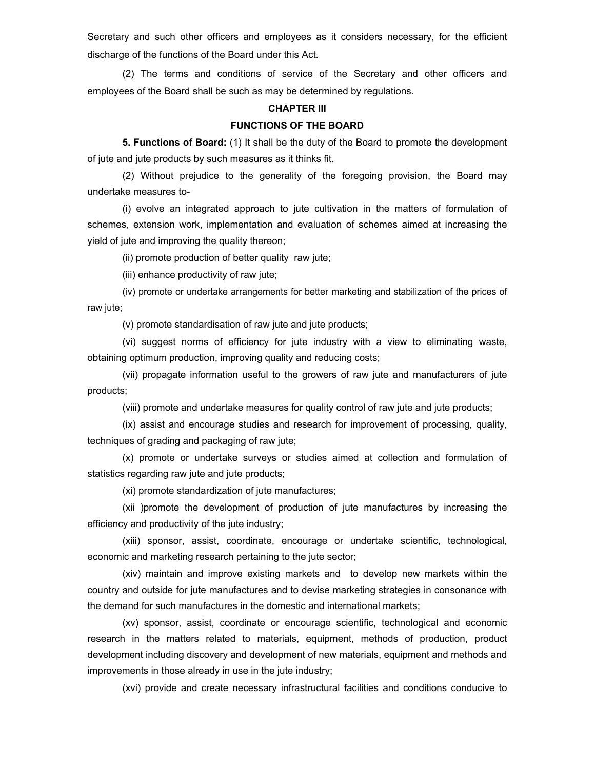Secretary and such other officers and employees as it considers necessary, for the efficient discharge of the functions of the Board under this Act.

(2) The terms and conditions of service of the Secretary and other officers and employees of the Board shall be such as may be determined by regulations.

## CHAPTER III

## FUNCTIONS OF THE BOARD

**5. Functions of Board:** (1) It shall be the duty of the Board to promote the development of jute and jute products by such measures as it thinks fit.

(2) Without prejudice to the generality of the foregoing provision, the Board may undertake measures to-

(i) evolve an integrated approach to jute cultivation in the matters of formulation of schemes, extension work, implementation and evaluation of schemes aimed at increasing the yield of jute and improving the quality thereon;

(ii) promote production of better quality raw jute;

(iii) enhance productivity of raw jute;

(iv) promote or undertake arrangements for better marketing and stabilization of the prices of raw jute;

(v) promote standardisation of raw jute and jute products;

(vi) suggest norms of efficiency for jute industry with a view to eliminating waste, obtaining optimum production, improving quality and reducing costs;

(vii) propagate information useful to the growers of raw jute and manufacturers of jute products;

(viii) promote and undertake measures for quality control of raw jute and jute products;

(ix) assist and encourage studies and research for improvement of processing, quality, techniques of grading and packaging of raw jute;

(x) promote or undertake surveys or studies aimed at collection and formulation of statistics regarding raw jute and jute products;

(xi) promote standardization of jute manufactures;

(xii )promote the development of production of jute manufactures by increasing the efficiency and productivity of the jute industry;

(xiii) sponsor, assist, coordinate, encourage or undertake scientific, technological, economic and marketing research pertaining to the jute sector;

(xiv) maintain and improve existing markets and to develop new markets within the country and outside for jute manufactures and to devise marketing strategies in consonance with the demand for such manufactures in the domestic and international markets;

(xv) sponsor, assist, coordinate or encourage scientific, technological and economic research in the matters related to materials, equipment, methods of production, product development including discovery and development of new materials, equipment and methods and improvements in those already in use in the jute industry;

(xvi) provide and create necessary infrastructural facilities and conditions conducive to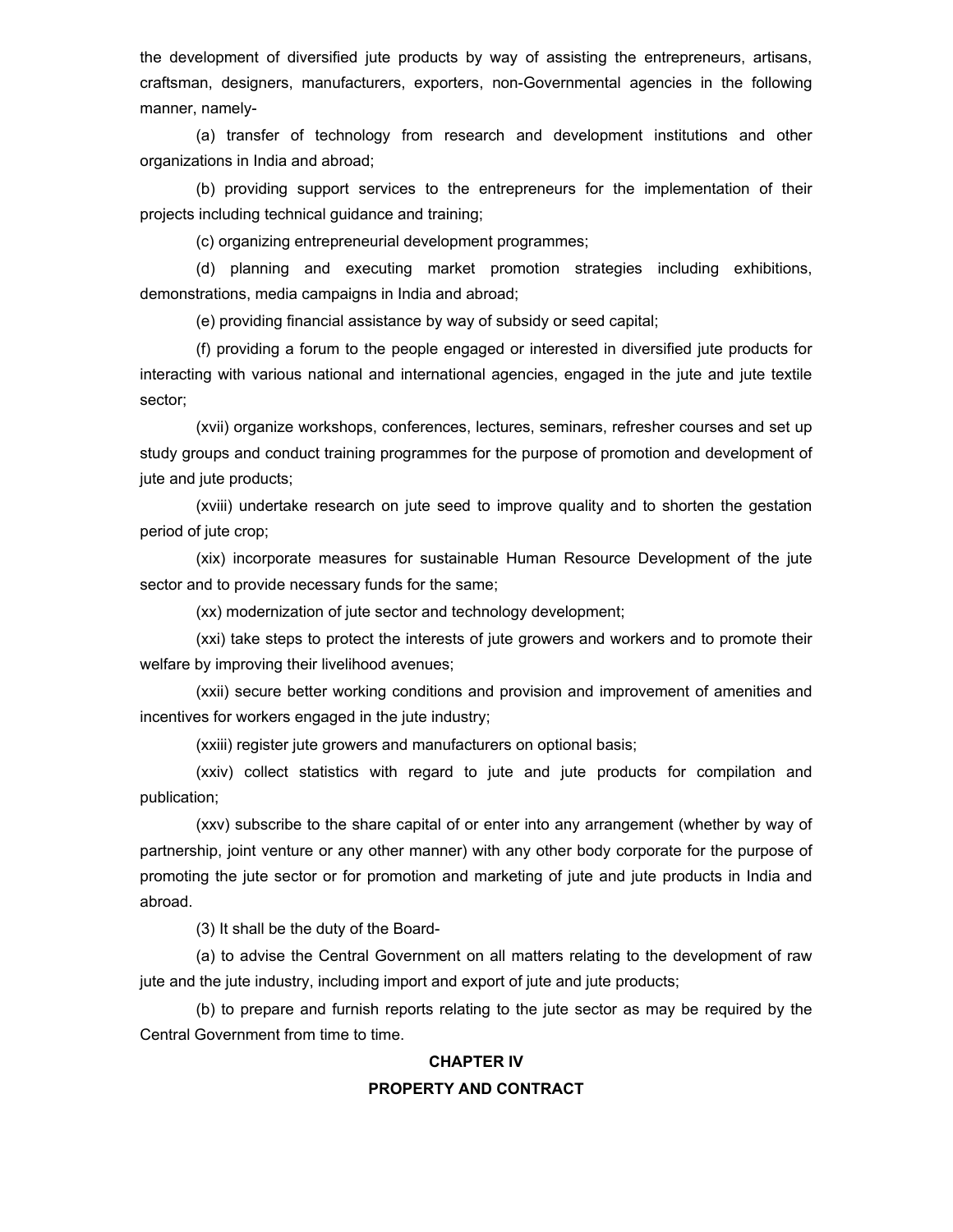the development of diversified jute products by way of assisting the entrepreneurs, artisans, craftsman, designers, manufacturers, exporters, non-Governmental agencies in the following manner, namely-

(a) transfer of technology from research and development institutions and other organizations in India and abroad;

(b) providing support services to the entrepreneurs for the implementation of their projects including technical guidance and training;

(c) organizing entrepreneurial development programmes;

(d) planning and executing market promotion strategies including exhibitions, demonstrations, media campaigns in India and abroad;

(e) providing financial assistance by way of subsidy or seed capital;

(f) providing a forum to the people engaged or interested in diversified jute products for interacting with various national and international agencies, engaged in the jute and jute textile sector;

(xvii) organize workshops, conferences, lectures, seminars, refresher courses and set up study groups and conduct training programmes for the purpose of promotion and development of jute and jute products;

(xviii) undertake research on jute seed to improve quality and to shorten the gestation period of jute crop;

(xix) incorporate measures for sustainable Human Resource Development of the jute sector and to provide necessary funds for the same;

(xx) modernization of jute sector and technology development;

(xxi) take steps to protect the interests of jute growers and workers and to promote their welfare by improving their livelihood avenues;

(xxii) secure better working conditions and provision and improvement of amenities and incentives for workers engaged in the jute industry;

(xxiii) register jute growers and manufacturers on optional basis;

(xxiv) collect statistics with regard to jute and jute products for compilation and publication;

(xxv) subscribe to the share capital of or enter into any arrangement (whether by way of partnership, joint venture or any other manner) with any other body corporate for the purpose of promoting the jute sector or for promotion and marketing of jute and jute products in India and abroad.

(3) It shall be the duty of the Board-

(a) to advise the Central Government on all matters relating to the development of raw jute and the jute industry, including import and export of jute and jute products;

(b) to prepare and furnish reports relating to the jute sector as may be required by the Central Government from time to time.

## CHAPTER IV

## PROPERTY AND CONTRACT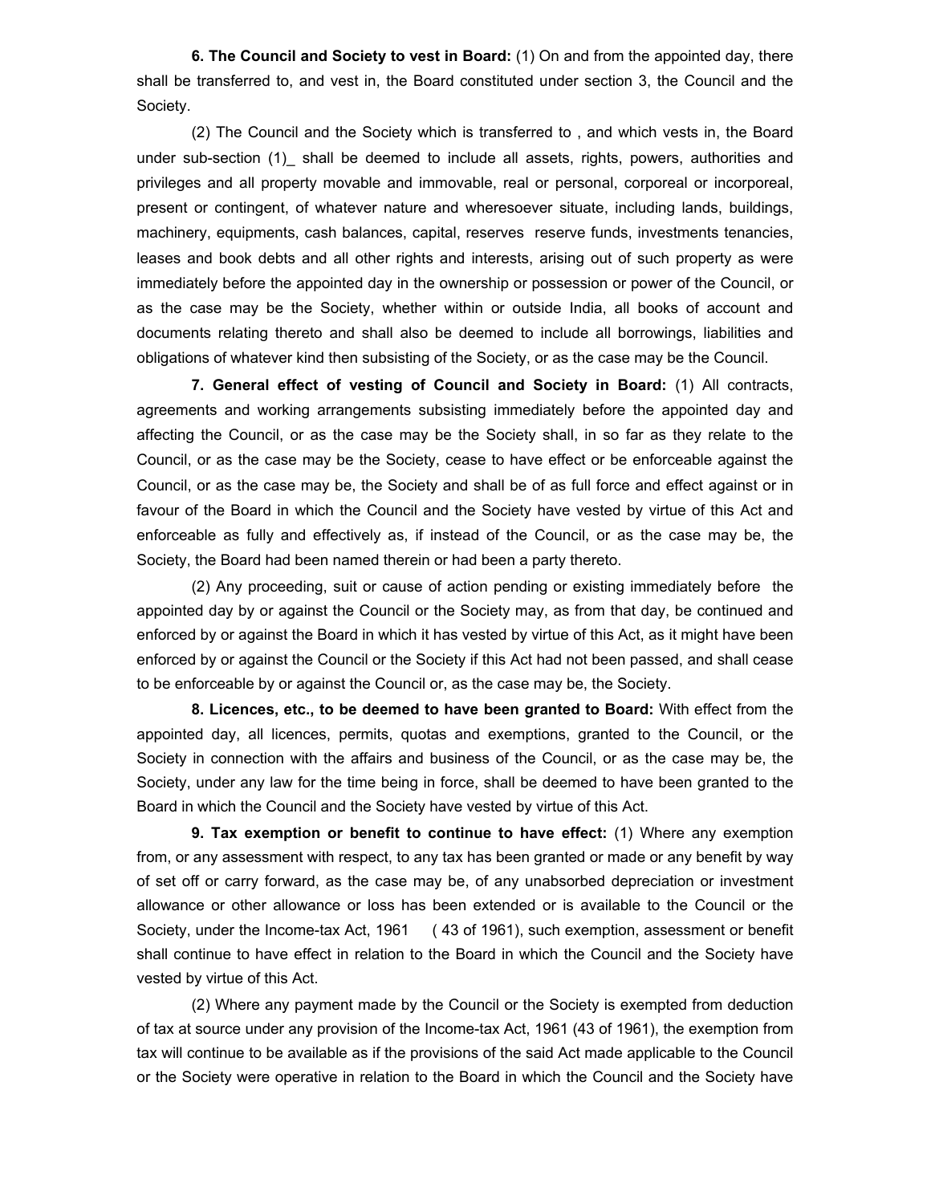**6. The Council and Society to vest in Board:** (1) On and from the appointed day, there shall be transferred to, and vest in, the Board constituted under section 3, the Council and the Society.

(2) The Council and the Society which is transferred to , and which vests in, the Board under sub-section (1)_ shall be deemed to include all assets, rights, powers, authorities and privileges and all property movable and immovable, real or personal, corporeal or incorporeal, present or contingent, of whatever nature and wheresoever situate, including lands, buildings, machinery, equipments, cash balances, capital, reserves reserve funds, investments tenancies, leases and book debts and all other rights and interests, arising out of such property as were immediately before the appointed day in the ownership or possession or power of the Council, or as the case may be the Society, whether within or outside India, all books of account and documents relating thereto and shall also be deemed to include all borrowings, liabilities and obligations of whatever kind then subsisting of the Society, or as the case may be the Council.

**7. General effect of vesting of Council and Society in Board:** (1) All contracts, agreements and working arrangements subsisting immediately before the appointed day and affecting the Council, or as the case may be the Society shall, in so far as they relate to the Council, or as the case may be the Society, cease to have effect or be enforceable against the Council, or as the case may be, the Society and shall be of as full force and effect against or in favour of the Board in which the Council and the Society have vested by virtue of this Act and enforceable as fully and effectively as, if instead of the Council, or as the case may be, the Society, the Board had been named therein or had been a party thereto.

(2) Any proceeding, suit or cause of action pending or existing immediately before the appointed day by or against the Council or the Society may, as from that day, be continued and enforced by or against the Board in which it has vested by virtue of this Act, as it might have been enforced by or against the Council or the Society if this Act had not been passed, and shall cease to be enforceable by or against the Council or, as the case may be, the Society.

**8. Licences, etc., to be deemed to have been granted to Board:** With effect from the appointed day, all licences, permits, quotas and exemptions, granted to the Council, or the Society in connection with the affairs and business of the Council, or as the case may be, the Society, under any law for the time being in force, shall be deemed to have been granted to the Board in which the Council and the Society have vested by virtue of this Act.

**9. Tax exemption or benefit to continue to have effect:** (1) Where any exemption from, or any assessment with respect, to any tax has been granted or made or any benefit by way of set off or carry forward, as the case may be, of any unabsorbed depreciation or investment allowance or other allowance or loss has been extended or is available to the Council or the Society, under the Income-tax Act, 1961 ( 43 of 1961), such exemption, assessment or benefit shall continue to have effect in relation to the Board in which the Council and the Society have vested by virtue of this Act.

(2) Where any payment made by the Council or the Society is exempted from deduction of tax at source under any provision of the Income-tax Act, 1961 (43 of 1961), the exemption from tax will continue to be available as if the provisions of the said Act made applicable to the Council or the Society were operative in relation to the Board in which the Council and the Society have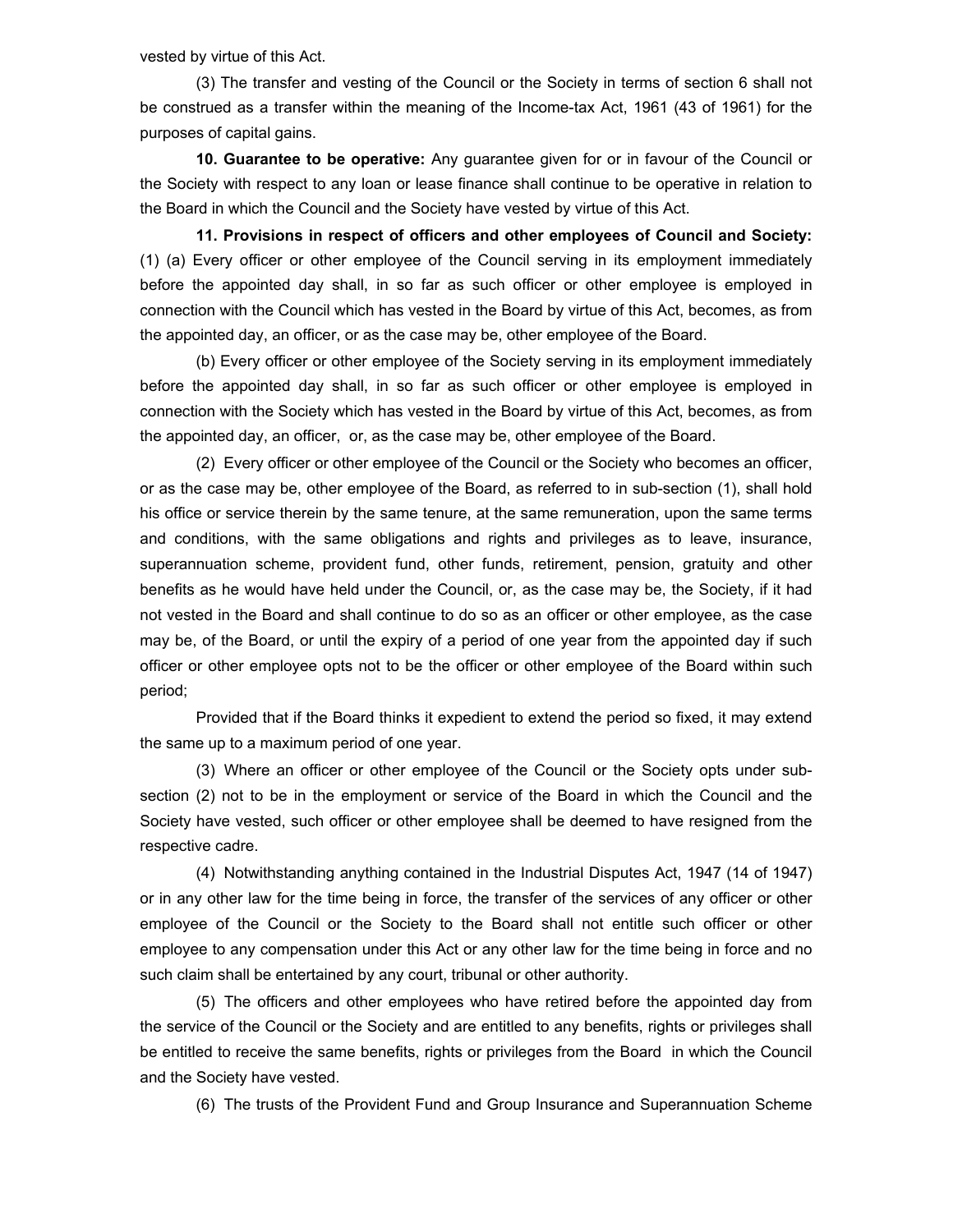vested by virtue of this Act.

(3) The transfer and vesting of the Council or the Society in terms of section 6 shall not be construed as a transfer within the meaning of the Income-tax Act, 1961 (43 of 1961) for the purposes of capital gains.

**10. Guarantee to be operative:** Any guarantee given for or in favour of the Council or the Society with respect to any loan or lease finance shall continue to be operative in relation to the Board in which the Council and the Society have vested by virtue of this Act.

**11. Provisions in respect of officers and other employees of Council and Society:** (1) (a) Every officer or other employee of the Council serving in its employment immediately before the appointed day shall, in so far as such officer or other employee is employed in connection with the Council which has vested in the Board by virtue of this Act, becomes, as from the appointed day, an officer, or as the case may be, other employee of the Board.

(b) Every officer or other employee of the Society serving in its employment immediately before the appointed day shall, in so far as such officer or other employee is employed in connection with the Society which has vested in the Board by virtue of this Act, becomes, as from the appointed day, an officer, or, as the case may be, other employee of the Board.

(2) Every officer or other employee of the Council or the Society who becomes an officer, or as the case may be, other employee of the Board, as referred to in sub-section (1), shall hold his office or service therein by the same tenure, at the same remuneration, upon the same terms and conditions, with the same obligations and rights and privileges as to leave, insurance, superannuation scheme, provident fund, other funds, retirement, pension, gratuity and other benefits as he would have held under the Council, or, as the case may be, the Society, if it had not vested in the Board and shall continue to do so as an officer or other employee, as the case may be, of the Board, or until the expiry of a period of one year from the appointed day if such officer or other employee opts not to be the officer or other employee of the Board within such period;

Provided that if the Board thinks it expedient to extend the period so fixed, it may extend the same up to a maximum period of one year.

(3) Where an officer or other employee of the Council or the Society opts under sub-section (2) not to be in the employment or service of the Board in which the Council and the Society have vested, such officer or other employee shall be deemed to have resigned from the respective cadre.

(4) Notwithstanding anything contained in the Industrial Disputes Act, 1947 (14 of 1947) or in any other law for the time being in force, the transfer of the services of any officer or other employee of the Council or the Society to the Board shall not entitle such officer or other employee to any compensation under this Act or any other law for the time being in force and no such claim shall be entertained by any court, tribunal or other authority.

(5) The officers and other employees who have retired before the appointed day from the service of the Council or the Society and are entitled to any benefits, rights or privileges shall be entitled to receive the same benefits, rights or privileges from the Board in which the Council and the Society have vested.

(6) The trusts of the Provident Fund and Group Insurance and Superannuation Scheme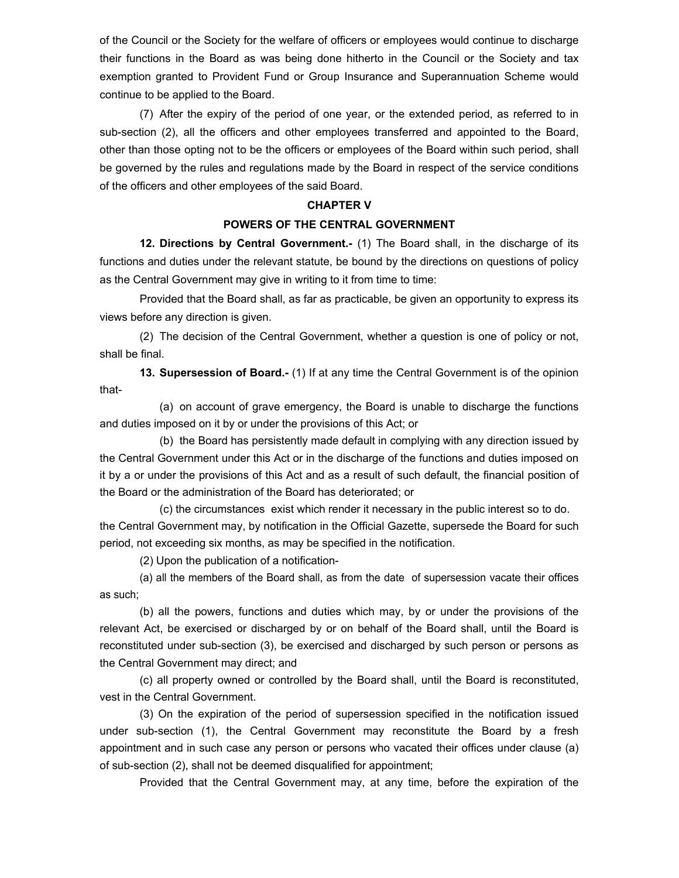of the Council or the Society for the welfare of officers or employees would continue to discharge their functions in the Board as was being done hitherto in the Council or the Society and tax exemption granted to Provident Fund or Group Insurance and Superannuation Scheme would continue to be applied to the Board.

(7) After the expiry of the period of one year, or the extended period, as referred to in sub-section (2), all the officers and other employees transferred and appointed to the Board, other than those opting not to be the officers or employees of the Board within such period, shall be governed by the rules and regulations made by the Board in respect of the service conditions of the officers and other employees of the said Board.

## CHAPTER V

## POWERS OF THE CENTRAL GOVERNMENT

**12. Directions by Central Government.-** (1) The Board shall, in the discharge of its functions and duties under the relevant statute, be bound by the directions on questions of policy as the Central Government may give in writing to it from time to time:

Provided that the Board shall, as far as practicable, be given an opportunity to express its views before any direction is given.

(2) The decision of the Central Government, whether a question is one of policy or not, shall be final.

**13. Supersession of Board.-** (1) If at any time the Central Government is of the opinion that-

(a) on account of grave emergency, the Board is unable to discharge the functions and duties imposed on it by or under the provisions of this Act; or

(b) the Board has persistently made default in complying with any direction issued by the Central Government under this Act or in the discharge of the functions and duties imposed on it by a or under the provisions of this Act and as a result of such default, the financial position of the Board or the administration of the Board has deteriorated; or

(c) the circumstances exist which render it necessary in the public interest so to do.

the Central Government may, by notification in the Official Gazette, supersede the Board for such period, not exceeding six months, as may be specified in the notification.

(2) Upon the publication of a notification-

(a) all the members of the Board shall, as from the date of supersession vacate their offices as such;

(b) all the powers, functions and duties which may, by or under the provisions of the relevant Act, be exercised or discharged by or on behalf of the Board shall, until the Board is reconstituted under sub-section (3), be exercised and discharged by such person or persons as the Central Government may direct; and

(c) all property owned or controlled by the Board shall, until the Board is reconstituted, vest in the Central Government.

(3) On the expiration of the period of supersession specified in the notification issued under sub-section (1), the Central Government may reconstitute the Board by a fresh appointment and in such case any person or persons who vacated their offices under clause (a) of sub-section (2), shall not be deemed disqualified for appointment;

Provided that the Central Government may, at any time, before the expiration of the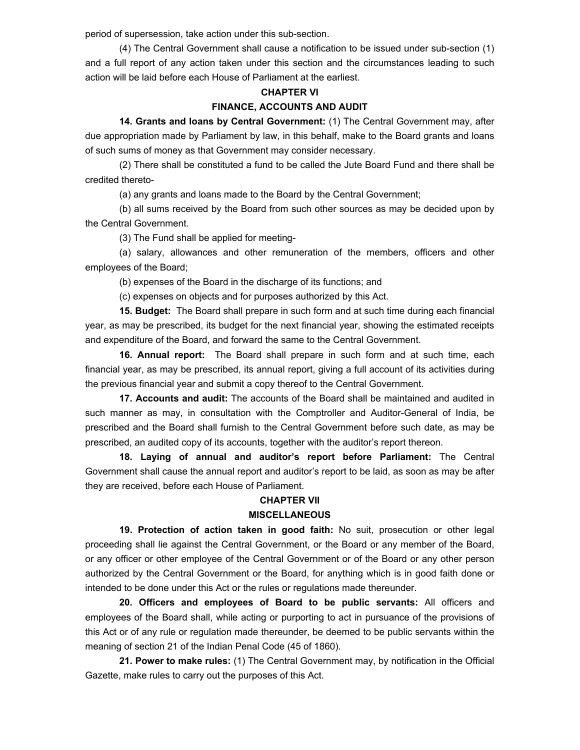period of supersession, take action under this sub-section.

(4) The Central Government shall cause a notification to be issued under sub-section (1) and a full report of any action taken under this section and the circumstances leading to such action will be laid before each House of Parliament at the earliest.

## CHAPTER VI

## FINANCE, ACCOUNTS AND AUDIT

**14. Grants and loans by Central Government:** (1) The Central Government may, after due appropriation made by Parliament by law, in this behalf, make to the Board grants and loans of such sums of money as that Government may consider necessary.

(2) There shall be constituted a fund to be called the Jute Board Fund and there shall be credited thereto-

(a) any grants and loans made to the Board by the Central Government;

(b) all sums received by the Board from such other sources as may be decided upon by the Central Government.

(3) The Fund shall be applied for meeting-

(a) salary, allowances and other remuneration of the members, officers and other employees of the Board;

(b) expenses of the Board in the discharge of its functions; and

(c) expenses on objects and for purposes authorized by this Act.

**15. Budget:** The Board shall prepare in such form and at such time during each financial year, as may be prescribed, its budget for the next financial year, showing the estimated receipts and expenditure of the Board, and forward the same to the Central Government.

**16. Annual report:** The Board shall prepare in such form and at such time, each financial year, as may be prescribed, its annual report, giving a full account of its activities during the previous financial year and submit a copy thereof to the Central Government.

**17. Accounts and audit:** The accounts of the Board shall be maintained and audited in such manner as may, in consultation with the Comptroller and Auditor-General of India, be prescribed and the Board shall furnish to the Central Government before such date, as may be prescribed, an audited copy of its accounts, together with the auditor's report thereon.

**18. Laying of annual and auditor's report before Parliament:** The Central Government shall cause the annual report and auditor's report to be laid, as soon as may be after they are received, before each House of Parliament.

## CHAPTER VII

## MISCELLANEOUS

**19. Protection of action taken in good faith:** No suit, prosecution or other legal proceeding shall lie against the Central Government, or the Board or any member of the Board, or any officer or other employee of the Central Government or of the Board or any other person authorized by the Central Government or the Board, for anything which is in good faith done or intended to be done under this Act or the rules or regulations made thereunder.

**20. Officers and employees of Board to be public servants:** All officers and employees of the Board shall, while acting or purporting to act in pursuance of the provisions of this Act or of any rule or regulation made thereunder, be deemed to be public servants within the meaning of section 21 of the Indian Penal Code (45 of 1860).

**21. Power to make rules:** (1) The Central Government may, by notification in the Official Gazette, make rules to carry out the purposes of this Act.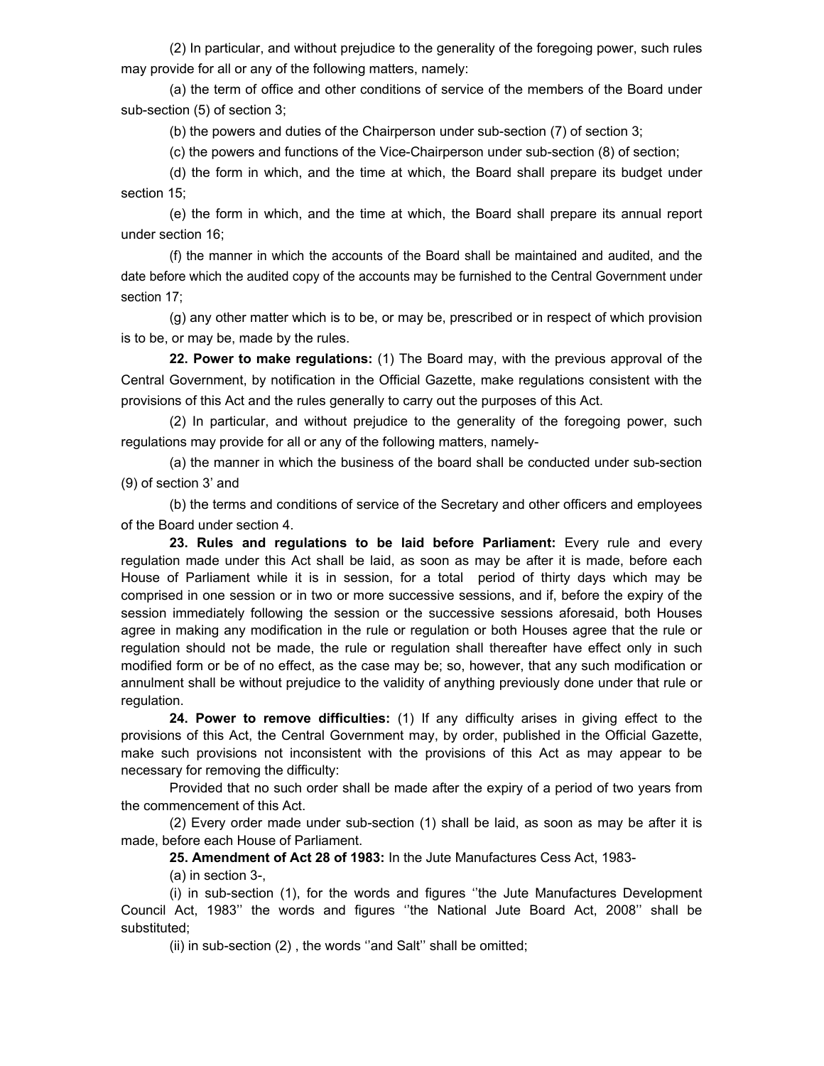(2) In particular, and without prejudice to the generality of the foregoing power, such rules may provide for all or any of the following matters, namely:

(a) the term of office and other conditions of service of the members of the Board under sub-section (5) of section 3;

(b) the powers and duties of the Chairperson under sub-section (7) of section 3;

(c) the powers and functions of the Vice-Chairperson under sub-section (8) of section;

(d) the form in which, and the time at which, the Board shall prepare its budget under section 15;

(e) the form in which, and the time at which, the Board shall prepare its annual report under section 16;

(f) the manner in which the accounts of the Board shall be maintained and audited, and the date before which the audited copy of the accounts may be furnished to the Central Government under section 17;

(g) any other matter which is to be, or may be, prescribed or in respect of which provision is to be, or may be, made by the rules.

**22. Power to make regulations:** (1) The Board may, with the previous approval of the Central Government, by notification in the Official Gazette, make regulations consistent with the provisions of this Act and the rules generally to carry out the purposes of this Act.

(2) In particular, and without prejudice to the generality of the foregoing power, such regulations may provide for all or any of the following matters, namely-

(a) the manner in which the business of the board shall be conducted under sub-section (9) of section 3' and

(b) the terms and conditions of service of the Secretary and other officers and employees of the Board under section 4.

**23. Rules and regulations to be laid before Parliament:** Every rule and every regulation made under this Act shall be laid, as soon as may be after it is made, before each House of Parliament while it is in session, for a total period of thirty days which may be comprised in one session or in two or more successive sessions, and if, before the expiry of the session immediately following the session or the successive sessions aforesaid, both Houses agree in making any modification in the rule or regulation or both Houses agree that the rule or regulation should not be made, the rule or regulation shall thereafter have effect only in such modified form or be of no effect, as the case may be; so, however, that any such modification or annulment shall be without prejudice to the validity of anything previously done under that rule or regulation.

**24. Power to remove difficulties:** (1) If any difficulty arises in giving effect to the provisions of this Act, the Central Government may, by order, published in the Official Gazette, make such provisions not inconsistent with the provisions of this Act as may appear to be necessary for removing the difficulty:

Provided that no such order shall be made after the expiry of a period of two years from the commencement of this Act.

(2) Every order made under sub-section (1) shall be laid, as soon as may be after it is made, before each House of Parliament.

**25. Amendment of Act 28 of 1983:** In the Jute Manufactures Cess Act, 1983-

(a) in section 3-,

(i) in sub-section (1), for the words and figures ''the Jute Manufactures Development Council Act, 1983'' the words and figures ''the National Jute Board Act, 2008'' shall be substituted;

(ii) in sub-section (2) , the words ''and Salt'' shall be omitted;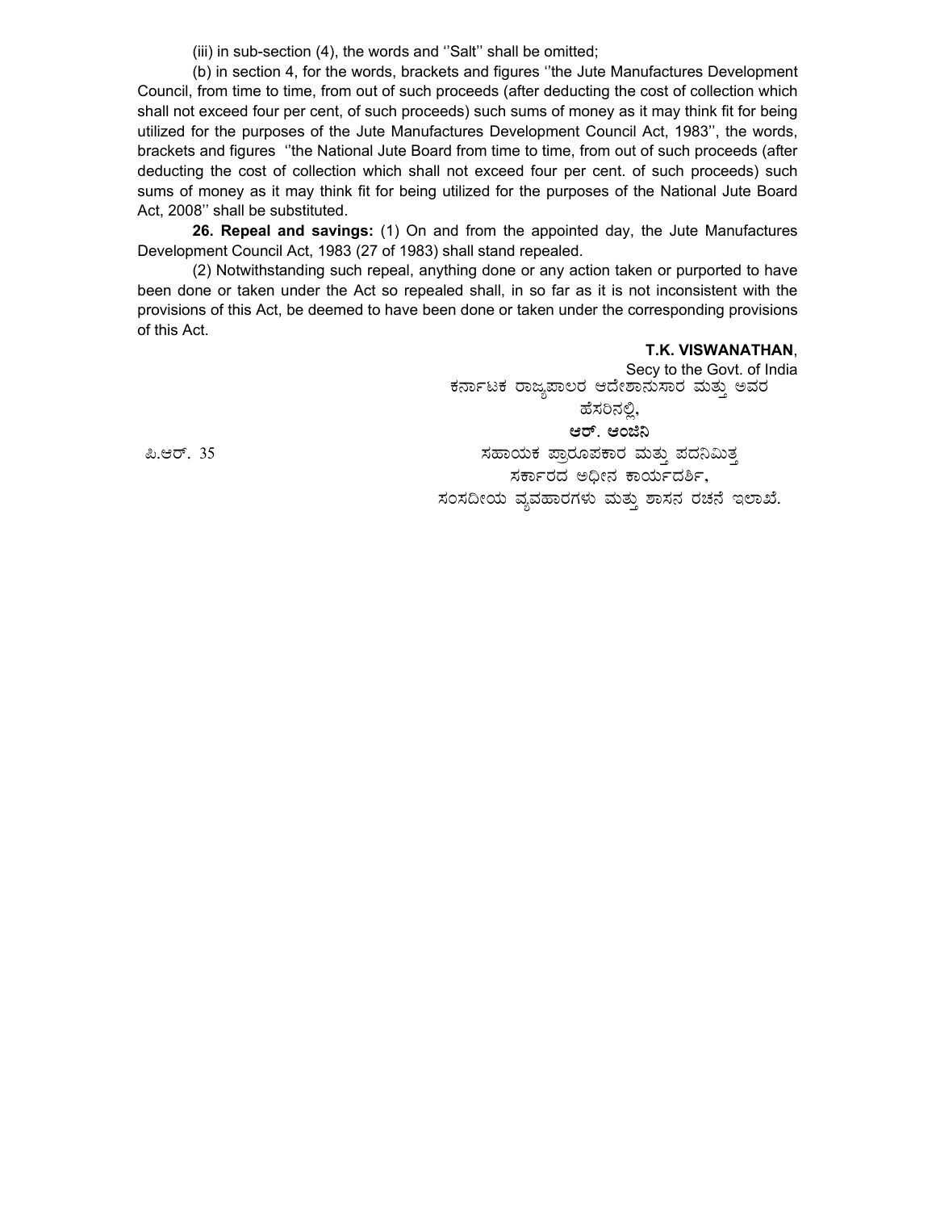(iii) in sub-section (4), the words and ''Salt'' shall be omitted;

(b) in section 4, for the words, brackets and figures ''the Jute Manufactures Development Council, from time to time, from out of such proceeds (after deducting the cost of collection which shall not exceed four per cent, of such proceeds) such sums of money as it may think fit for being utilized for the purposes of the Jute Manufactures Development Council Act, 1983'', the words, brackets and figures ''the National Jute Board from time to time, from out of such proceeds (after deducting the cost of collection which shall not exceed four per cent. of such proceeds) such sums of money as it may think fit for being utilized for the purposes of the National Jute Board Act, 2008'' shall be substituted.

**26. Repeal and savings:** (1) On and from the appointed day, the Jute Manufactures Development Council Act, 1983 (27 of 1983) shall stand repealed.

(2) Notwithstanding such repeal, anything done or any action taken or purported to have been done or taken under the Act so repealed shall, in so far as it is not inconsistent with the provisions of this Act, be deemed to have been done or taken under the corresponding provisions of this Act.

**T.K. VISWANATHAN**,
Secy to the Govt. of India

ಕರ್ನಾಟಕ ರಾಜ್ಯಪಾಲರ ಆದೇಶಾನುಸಾರ ಮತ್ತು ಅವರ ಹೆಸರಿನಲ್ಲಿ,

**ಆರ್. ಆಂಜಿನಿ**

ಸಹಾಯಕ ಪ್ರಾರೂಪಕಾರ ಮತ್ತು ಪದನಿಮಿತ್ತ ಸರ್ಕಾರದ ಅಧೀನ ಕಾರ್ಯದರ್ಶಿ,
ಸಂಸದೀಯ ವ್ಯವಹಾರಗಳು ಮತ್ತು ಶಾಸನ ರಚನೆ ಇಲಾಖೆ.

ಪಿ.ಆರ್. 35